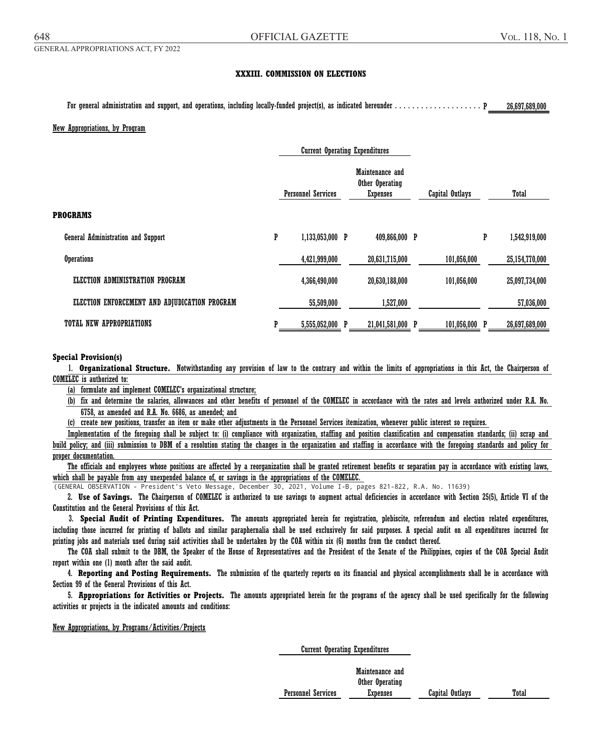### XXXIII. COMMISSION ON ELECTIONS

For general administration and support, and operations, including locally-funded project(s), as indicated hereunder . . . . . . . . . . . . . . . . . . . . P 26,697,689,000

New Appropriations, by Program

| | Current Operating Expenditures | | | |
|---|---|---|---|---|
| | Personnel Services | Maintenance and Other Operating Expenses | Capital Outlays | Total |
| **PROGRAMS** | | | | |
| General Administration and Support | P 1,133,053,000 | P 409,866,000 | P | P 1,542,919,000 |
| Operations | 4,421,999,000 | 20,631,715,000 | 101,056,000 | 25,154,770,000 |
| ELECTION ADMINISTRATION PROGRAM | 4,366,490,000 | 20,630,188,000 | 101,056,000 | 25,097,734,000 |
| ELECTION ENFORCEMENT AND ADJUDICATION PROGRAM | 55,509,000 | 1,527,000 | | 57,036,000 |
| TOTAL NEW APPROPRIATIONS | P 5,555,052,000 | P 21,041,581,000 | P 101,056,000 | P 26,697,689,000 |

**Special Provision(s)**

1. **Organizational Structure.** Notwithstanding any provision of law to the contrary and within the limits of appropriations in this Act, the Chairperson of COMELEC is authorized to:

(a) formulate and implement COMELEC's organizational structure;

(b) fix and determine the salaries, allowances and other benefits of personnel of the COMELEC in accordance with the rates and levels authorized under R.A. No. 6758, as amended and R.A. No. 6686, as amended; and

(c) create new positions, transfer an item or make other adjustments in the Personnel Services itemization, whenever public interest so requires.

Implementation of the foregoing shall be subject to: (i) compliance with organization, staffing and position classification and compensation standards; (ii) scrap and build policy; and (iii) submission to DBM of a resolution stating the changes in the organization and staffing in accordance with the foregoing standards and policy for proper documentation.

The officials and employees whose positions are affected by a reorganization shall be granted retirement benefits or separation pay in accordance with existing laws, which shall be payable from any unexpended balance of, or savings in the appropriations of the COMELEC.

(GENERAL OBSERVATION - President's Veto Message, December 30, 2021, Volume I-B, pages 821-822, R.A. No. 11639)

2. **Use of Savings.** The Chairperson of COMELEC is authorized to use savings to augment actual deficiencies in accordance with Section 25(5), Article VI of the Constitution and the General Provisions of this Act.

3. **Special Audit of Printing Expenditures.** The amounts appropriated herein for registration, plebiscite, referendum and election related expenditures, including those incurred for printing of ballots and similar paraphernalia shall be used exclusively for said purposes. A special audit on all expenditures incurred for printing jobs and materials used during said activities shall be undertaken by the COA within six (6) months from the conduct thereof.

The COA shall submit to the DBM, the Speaker of the House of Representatives and the President of the Senate of the Philippines, copies of the COA Special Audit report within one (1) month after the said audit.

4. **Reporting and Posting Requirements.** The submission of the quarterly reports on its financial and physical accomplishments shall be in accordance with Section 99 of the General Provisions of this Act.

5. **Appropriations for Activities or Projects.** The amounts appropriated herein for the programs of the agency shall be used specifically for the following activities or projects in the indicated amounts and conditions:

New Appropriations, by Programs/Activities/Projects

| Current Operating Expenditures | | | |
|---|---|---|---|
| Personnel Services | Maintenance and Other Operating Expenses | Capital Outlays | Total |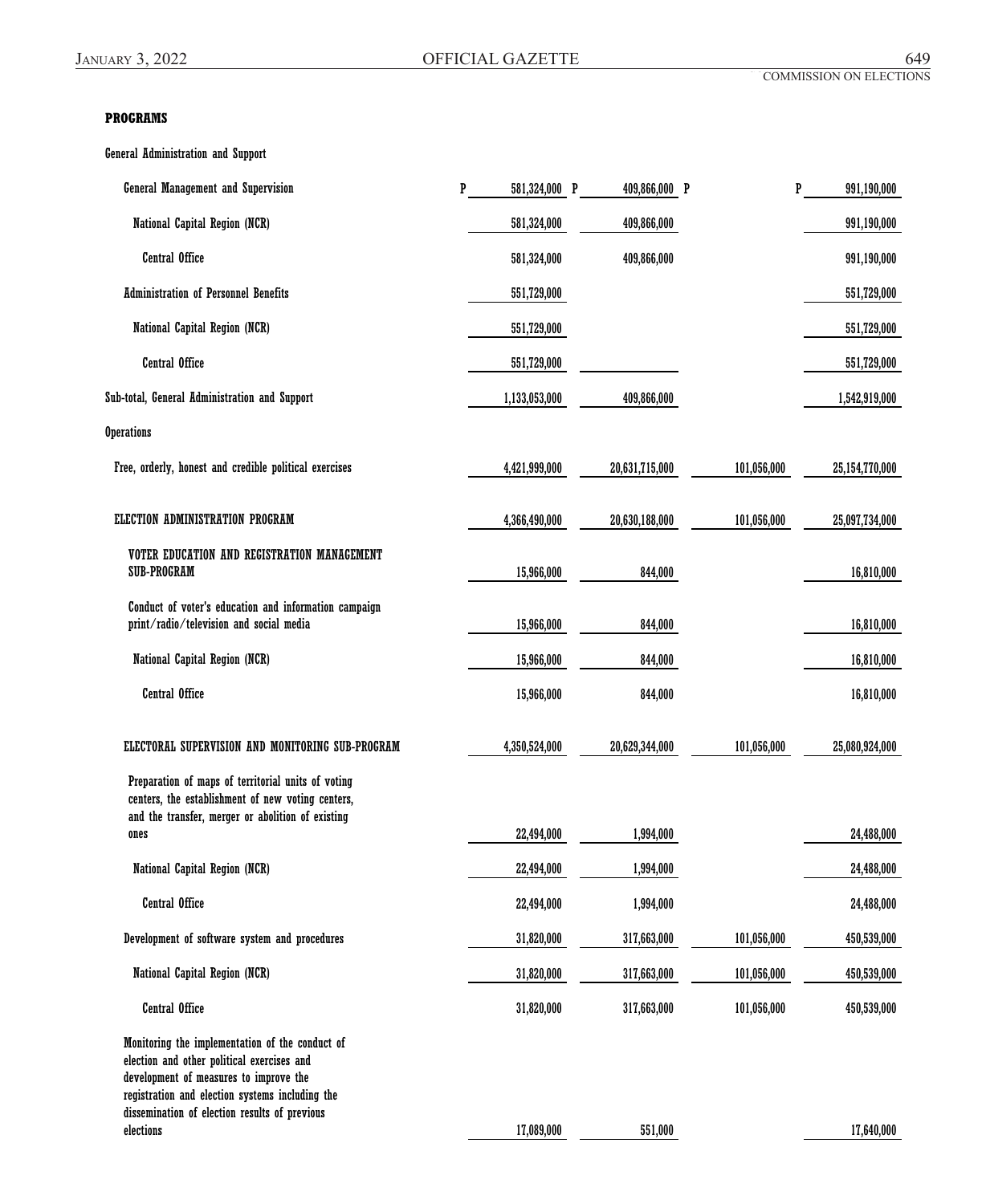**PROGRAMS**

| | | | | |
|---|---|---|---|---|
| General Administration and Support | | | | |
| General Management and Supervision | P 581,324,000 | P 409,866,000 | P | P 991,190,000 |
| National Capital Region (NCR) | 581,324,000 | 409,866,000 | | 991,190,000 |
| Central Office | 581,324,000 | 409,866,000 | | 991,190,000 |
| Administration of Personnel Benefits | 551,729,000 | | | 551,729,000 |
| National Capital Region (NCR) | 551,729,000 | | | 551,729,000 |
| Central Office | 551,729,000 | | | 551,729,000 |
| Sub-total, General Administration and Support | 1,133,053,000 | 409,866,000 | | 1,542,919,000 |
| Operations | | | | |
| Free, orderly, honest and credible political exercises | 4,421,999,000 | 20,631,715,000 | 101,056,000 | 25,154,770,000 |
| ELECTION ADMINISTRATION PROGRAM | 4,366,490,000 | 20,630,188,000 | 101,056,000 | 25,097,734,000 |
| VOTER EDUCATION AND REGISTRATION MANAGEMENT SUB-PROGRAM | 15,966,000 | 844,000 | | 16,810,000 |
| Conduct of voter's education and information campaign print/radio/television and social media | 15,966,000 | 844,000 | | 16,810,000 |
| National Capital Region (NCR) | 15,966,000 | 844,000 | | 16,810,000 |
| Central Office | 15,966,000 | 844,000 | | 16,810,000 |
| ELECTORAL SUPERVISION AND MONITORING SUB-PROGRAM | 4,350,524,000 | 20,629,344,000 | 101,056,000 | 25,080,924,000 |
| Preparation of maps of territorial units of voting centers, the establishment of new voting centers, and the transfer, merger or abolition of existing ones | 22,494,000 | 1,994,000 | | 24,488,000 |
| National Capital Region (NCR) | 22,494,000 | 1,994,000 | | 24,488,000 |
| Central Office | 22,494,000 | 1,994,000 | | 24,488,000 |
| Development of software system and procedures | 31,820,000 | 317,663,000 | 101,056,000 | 450,539,000 |
| National Capital Region (NCR) | 31,820,000 | 317,663,000 | 101,056,000 | 450,539,000 |
| Central Office | 31,820,000 | 317,663,000 | 101,056,000 | 450,539,000 |
| Monitoring the implementation of the conduct of election and other political exercises and development of measures to improve the registration and election systems including the dissemination of election results of previous elections | 17,089,000 | 551,000 | | 17,640,000 |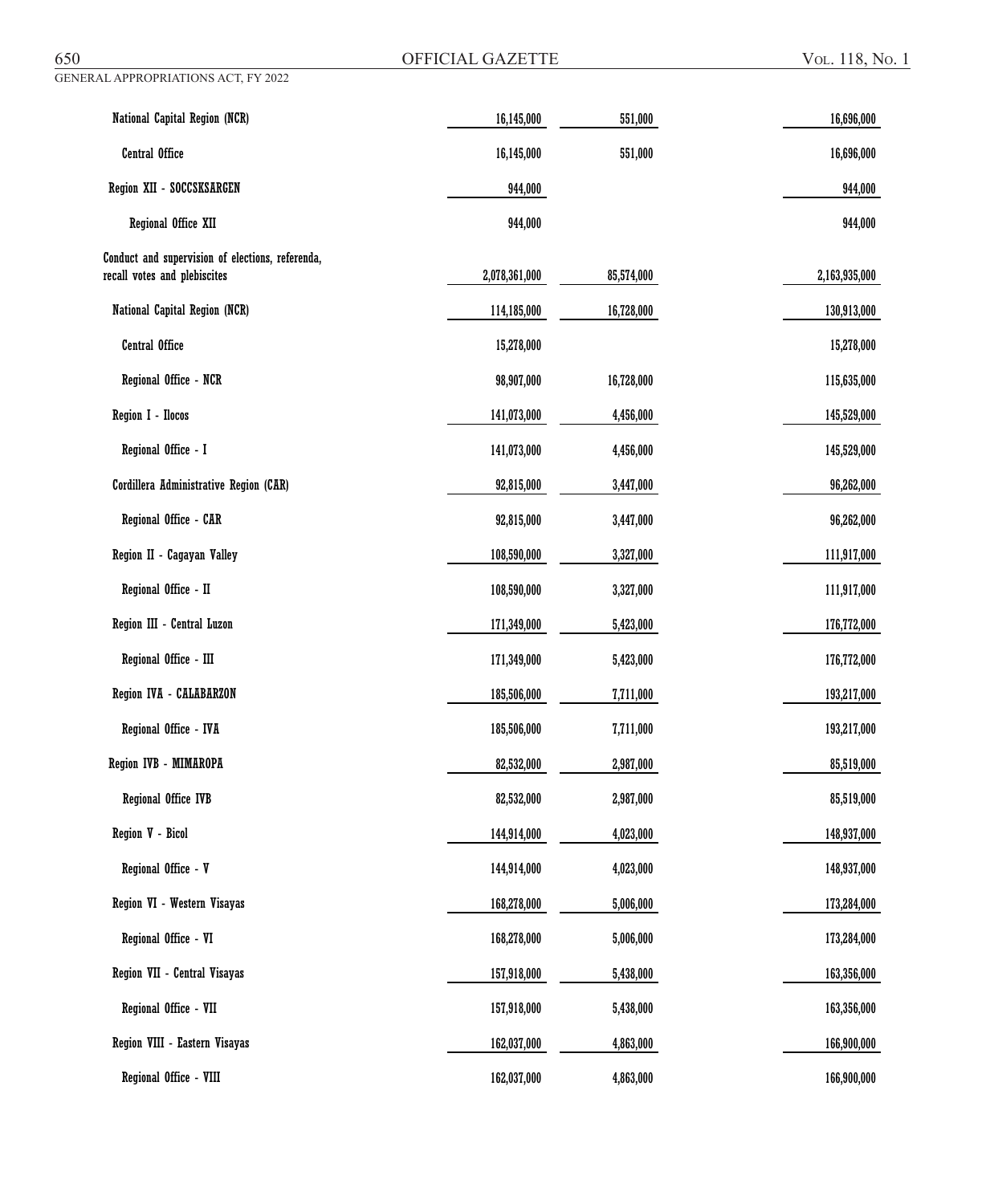| | | | |
|---|---|---|---|
| National Capital Region (NCR) | 16,145,000 | 551,000 | 16,696,000 |
| Central Office | 16,145,000 | 551,000 | 16,696,000 |
| Region XII - SOCCSKSARGEN | 944,000 | | 944,000 |
| Regional Office XII | 944,000 | | 944,000 |
| Conduct and supervision of elections, referenda, recall votes and plebiscites | 2,078,361,000 | 85,574,000 | 2,163,935,000 |
| National Capital Region (NCR) | 114,185,000 | 16,728,000 | 130,913,000 |
| Central Office | 15,278,000 | | 15,278,000 |
| Regional Office - NCR | 98,907,000 | 16,728,000 | 115,635,000 |
| Region I - Ilocos | 141,073,000 | 4,456,000 | 145,529,000 |
| Regional Office - I | 141,073,000 | 4,456,000 | 145,529,000 |
| Cordillera Administrative Region (CAR) | 92,815,000 | 3,447,000 | 96,262,000 |
| Regional Office - CAR | 92,815,000 | 3,447,000 | 96,262,000 |
| Region II - Cagayan Valley | 108,590,000 | 3,327,000 | 111,917,000 |
| Regional Office - II | 108,590,000 | 3,327,000 | 111,917,000 |
| Region III - Central Luzon | 171,349,000 | 5,423,000 | 176,772,000 |
| Regional Office - III | 171,349,000 | 5,423,000 | 176,772,000 |
| Region IVA - CALABARZON | 185,506,000 | 7,711,000 | 193,217,000 |
| Regional Office - IVA | 185,506,000 | 7,711,000 | 193,217,000 |
| Region IVB - MIMAROPA | 82,532,000 | 2,987,000 | 85,519,000 |
| Regional Office IVB | 82,532,000 | 2,987,000 | 85,519,000 |
| Region V - Bicol | 144,914,000 | 4,023,000 | 148,937,000 |
| Regional Office - V | 144,914,000 | 4,023,000 | 148,937,000 |
| Region VI - Western Visayas | 168,278,000 | 5,006,000 | 173,284,000 |
| Regional Office - VI | 168,278,000 | 5,006,000 | 173,284,000 |
| Region VII - Central Visayas | 157,918,000 | 5,438,000 | 163,356,000 |
| Regional Office - VII | 157,918,000 | 5,438,000 | 163,356,000 |
| Region VIII - Eastern Visayas | 162,037,000 | 4,863,000 | 166,900,000 |
| Regional Office - VIII | 162,037,000 | 4,863,000 | 166,900,000 |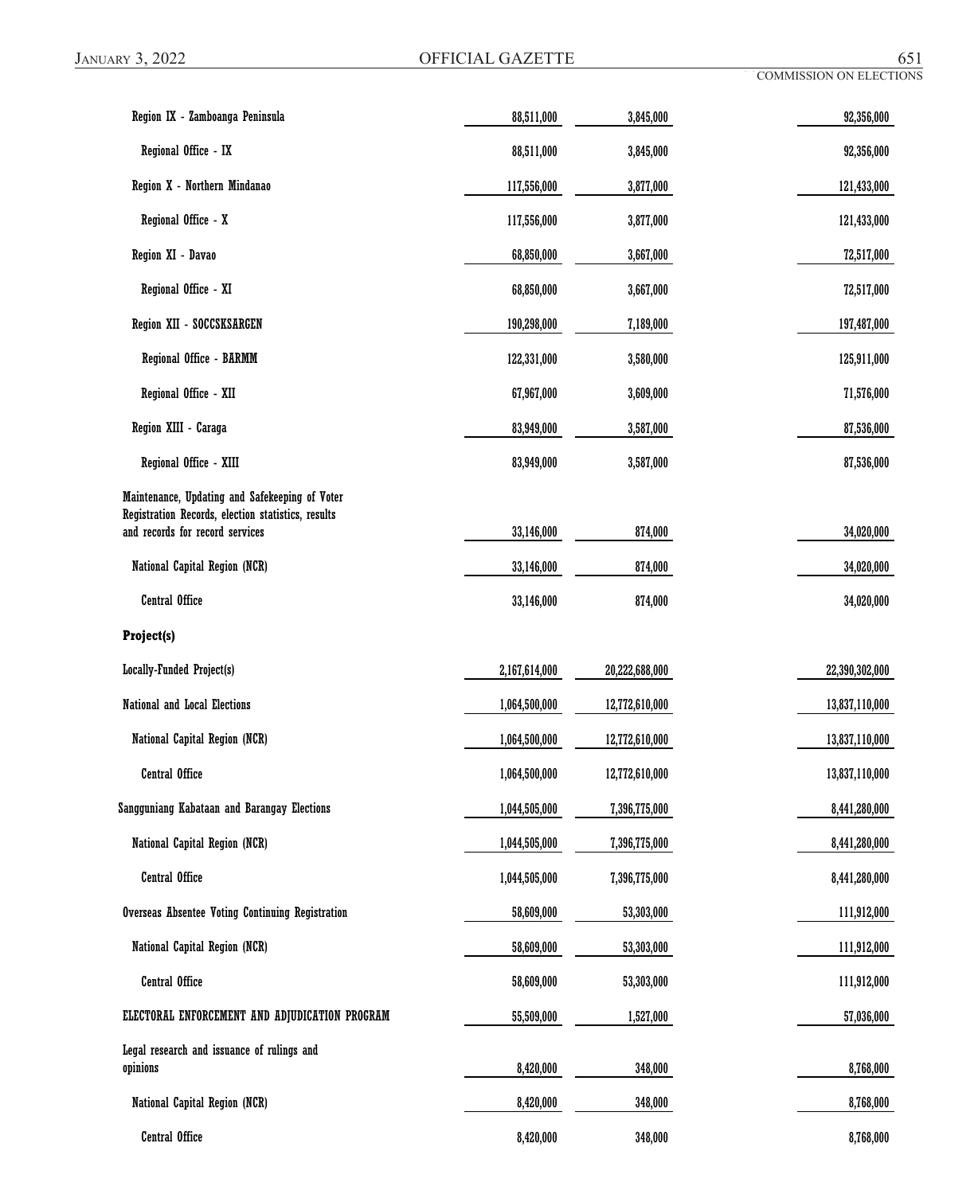| | | | |
|---|---|---|---|
| Region IX - Zamboanga Peninsula | 88,511,000 | 3,845,000 | 92,356,000 |
| Regional Office - IX | 88,511,000 | 3,845,000 | 92,356,000 |
| Region X - Northern Mindanao | 117,556,000 | 3,877,000 | 121,433,000 |
| Regional Office - X | 117,556,000 | 3,877,000 | 121,433,000 |
| Region XI - Davao | 68,850,000 | 3,667,000 | 72,517,000 |
| Regional Office - XI | 68,850,000 | 3,667,000 | 72,517,000 |
| Region XII - SOCCSKSARGEN | 190,298,000 | 7,189,000 | 197,487,000 |
| Regional Office - BARMM | 122,331,000 | 3,580,000 | 125,911,000 |
| Regional Office - XII | 67,967,000 | 3,609,000 | 71,576,000 |
| Region XIII - Caraga | 83,949,000 | 3,587,000 | 87,536,000 |
| Regional Office - XIII | 83,949,000 | 3,587,000 | 87,536,000 |
| Maintenance, Updating and Safekeeping of Voter Registration Records, election statistics, results and records for record services | 33,146,000 | 874,000 | 34,020,000 |
| National Capital Region (NCR) | 33,146,000 | 874,000 | 34,020,000 |
| Central Office | 33,146,000 | 874,000 | 34,020,000 |
| **Project(s)** | | | |
| Locally-Funded Project(s) | 2,167,614,000 | 20,222,688,000 | 22,390,302,000 |
| National and Local Elections | 1,064,500,000 | 12,772,610,000 | 13,837,110,000 |
| National Capital Region (NCR) | 1,064,500,000 | 12,772,610,000 | 13,837,110,000 |
| Central Office | 1,064,500,000 | 12,772,610,000 | 13,837,110,000 |
| Sangguniang Kabataan and Barangay Elections | 1,044,505,000 | 7,396,775,000 | 8,441,280,000 |
| National Capital Region (NCR) | 1,044,505,000 | 7,396,775,000 | 8,441,280,000 |
| Central Office | 1,044,505,000 | 7,396,775,000 | 8,441,280,000 |
| Overseas Absentee Voting Continuing Registration | 58,609,000 | 53,303,000 | 111,912,000 |
| National Capital Region (NCR) | 58,609,000 | 53,303,000 | 111,912,000 |
| Central Office | 58,609,000 | 53,303,000 | 111,912,000 |
| ELECTORAL ENFORCEMENT AND ADJUDICATION PROGRAM | 55,509,000 | 1,527,000 | 57,036,000 |
| Legal research and issuance of rulings and opinions | 8,420,000 | 348,000 | 8,768,000 |
| National Capital Region (NCR) | 8,420,000 | 348,000 | 8,768,000 |
| Central Office | 8,420,000 | 348,000 | 8,768,000 |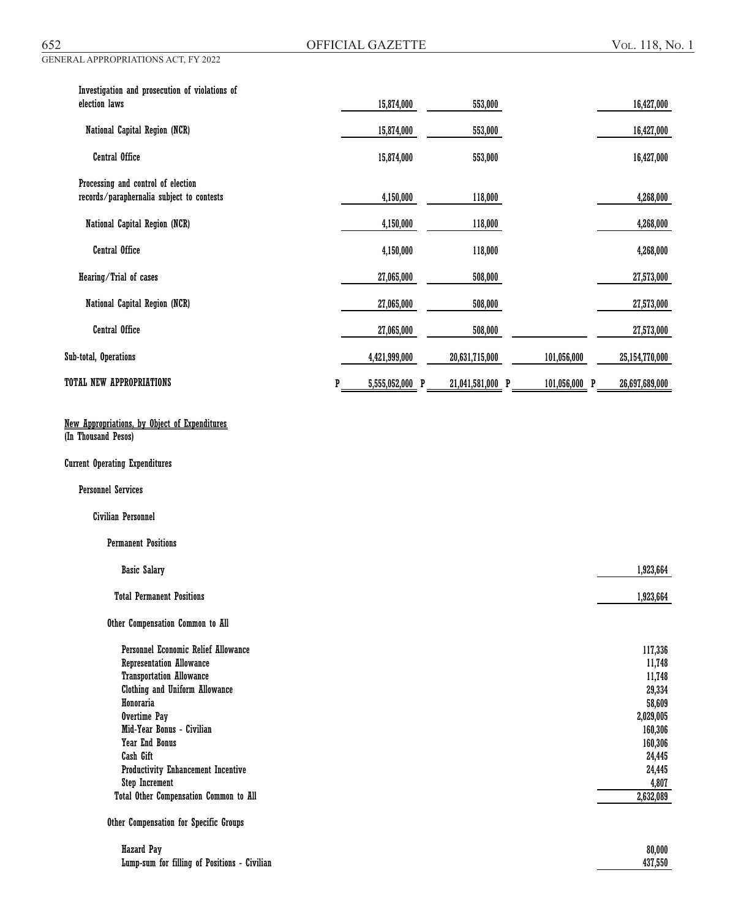| | | | | |
|---|---|---|---|---|
| Investigation and prosecution of violations of election laws | 15,874,000 | 553,000 | | 16,427,000 |
| National Capital Region (NCR) | 15,874,000 | 553,000 | | 16,427,000 |
| Central Office | 15,874,000 | 553,000 | | 16,427,000 |
| Processing and control of election records/paraphernalia subject to contests | 4,150,000 | 118,000 | | 4,268,000 |
| National Capital Region (NCR) | 4,150,000 | 118,000 | | 4,268,000 |
| Central Office | 4,150,000 | 118,000 | | 4,268,000 |
| Hearing/Trial of cases | 27,065,000 | 508,000 | | 27,573,000 |
| National Capital Region (NCR) | 27,065,000 | 508,000 | | 27,573,000 |
| Central Office | 27,065,000 | 508,000 | | 27,573,000 |
| Sub-total, Operations | 4,421,999,000 | 20,631,715,000 | 101,056,000 | 25,154,770,000 |
| TOTAL NEW APPROPRIATIONS | P 5,555,052,000 | P 21,041,581,000 | P 101,056,000 | P 26,697,689,000 |

New Appropriations, by Object of Expenditures
(In Thousand Pesos)

Current Operating Expenditures

Personnel Services

Civilian Personnel

Permanent Positions

| | |
|---|---|
| Basic Salary | 1,923,664 |
| Total Permanent Positions | 1,923,664 |

Other Compensation Common to All

| | |
|---|---|
| Personnel Economic Relief Allowance | 117,336 |
| Representation Allowance | 11,748 |
| Transportation Allowance | 11,748 |
| Clothing and Uniform Allowance | 29,334 |
| Honoraria | 58,609 |
| Overtime Pay | 2,029,005 |
| Mid-Year Bonus - Civilian | 160,306 |
| Year End Bonus | 160,306 |
| Cash Gift | 24,445 |
| Productivity Enhancement Incentive | 24,445 |
| Step Increment | 4,807 |
| Total Other Compensation Common to All | 2,632,089 |

Other Compensation for Specific Groups

| | |
|---|---|
| Hazard Pay | 80,000 |
| Lump-sum for filling of Positions - Civilian | 437,550 |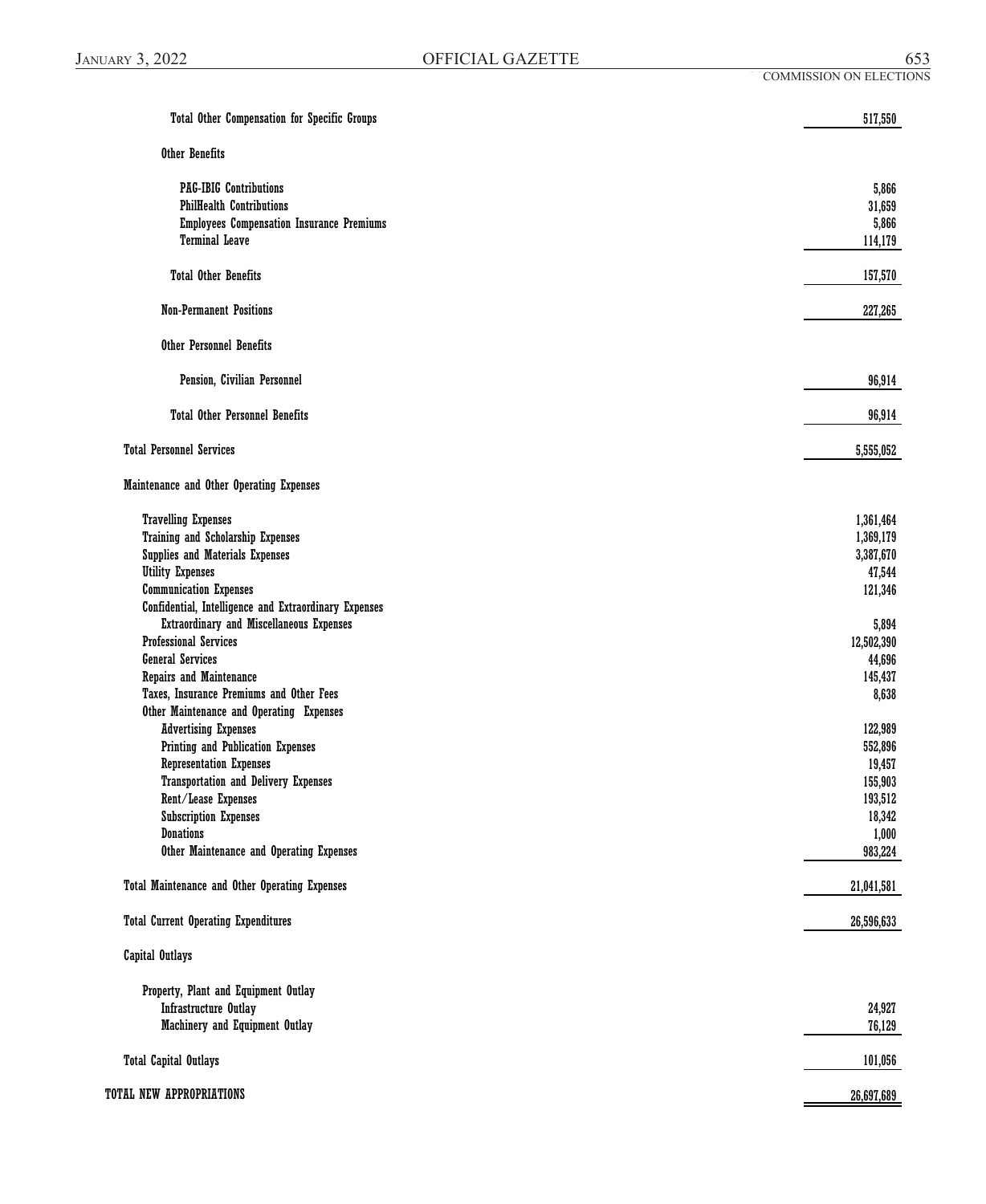| | |
|---|---:|
| Total Other Compensation for Specific Groups | 517,550 |
| Other Benefits | |
| PAG-IBIG Contributions | 5,866 |
| PhilHealth Contributions | 31,659 |
| Employees Compensation Insurance Premiums | 5,866 |
| Terminal Leave | 114,179 |
| Total Other Benefits | 157,570 |
| Non-Permanent Positions | 227,265 |
| Other Personnel Benefits | |
| Pension, Civilian Personnel | 96,914 |
| Total Other Personnel Benefits | 96,914 |
| Total Personnel Services | 5,555,052 |
| Maintenance and Other Operating Expenses | |
| Travelling Expenses | 1,361,464 |
| Training and Scholarship Expenses | 1,369,179 |
| Supplies and Materials Expenses | 3,387,670 |
| Utility Expenses | 47,544 |
| Communication Expenses | 121,346 |
| Confidential, Intelligence and Extraordinary Expenses | |
| Extraordinary and Miscellaneous Expenses | 5,894 |
| Professional Services | 12,502,390 |
| General Services | 44,696 |
| Repairs and Maintenance | 145,437 |
| Taxes, Insurance Premiums and Other Fees | 8,638 |
| Other Maintenance and Operating Expenses | |
| Advertising Expenses | 122,989 |
| Printing and Publication Expenses | 552,896 |
| Representation Expenses | 19,457 |
| Transportation and Delivery Expenses | 155,903 |
| Rent/Lease Expenses | 193,512 |
| Subscription Expenses | 18,342 |
| Donations | 1,000 |
| Other Maintenance and Operating Expenses | 983,224 |
| Total Maintenance and Other Operating Expenses | 21,041,581 |
| Total Current Operating Expenditures | 26,596,633 |
| Capital Outlays | |
| Property, Plant and Equipment Outlay | |
| Infrastructure Outlay | 24,927 |
| Machinery and Equipment Outlay | 76,129 |
| Total Capital Outlays | 101,056 |
| TOTAL NEW APPROPRIATIONS | 26,697,689 |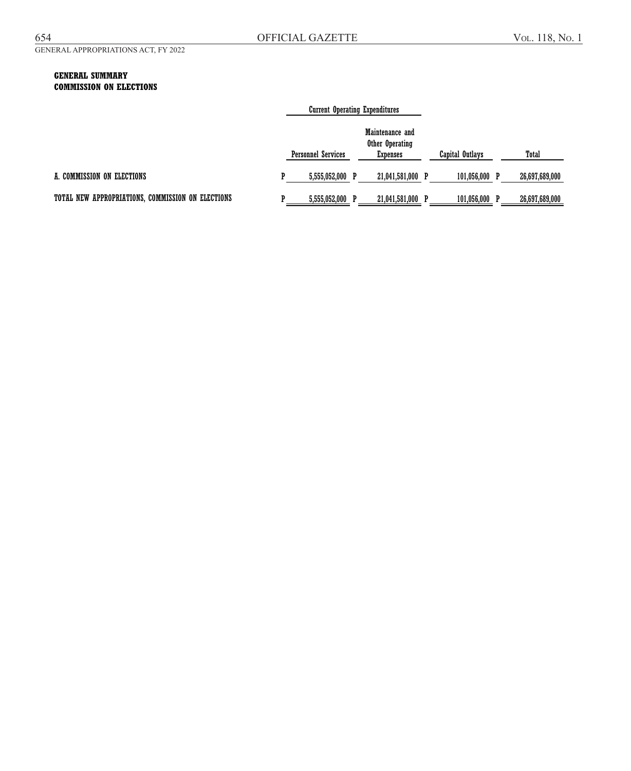**GENERAL SUMMARY**
**COMMISSION ON ELECTIONS**

| | Current Operating Expenditures | | | |
|---|---|---|---|---|
| | Personnel Services | Maintenance and Other Operating Expenses | Capital Outlays | Total |
| A. COMMISSION ON ELECTIONS | P 5,555,052,000 | P 21,041,581,000 | P 101,056,000 | P 26,697,689,000 |
| TOTAL NEW APPROPRIATIONS, COMMISSION ON ELECTIONS | P 5,555,052,000 | P 21,041,581,000 | P 101,056,000 | P 26,697,689,000 |